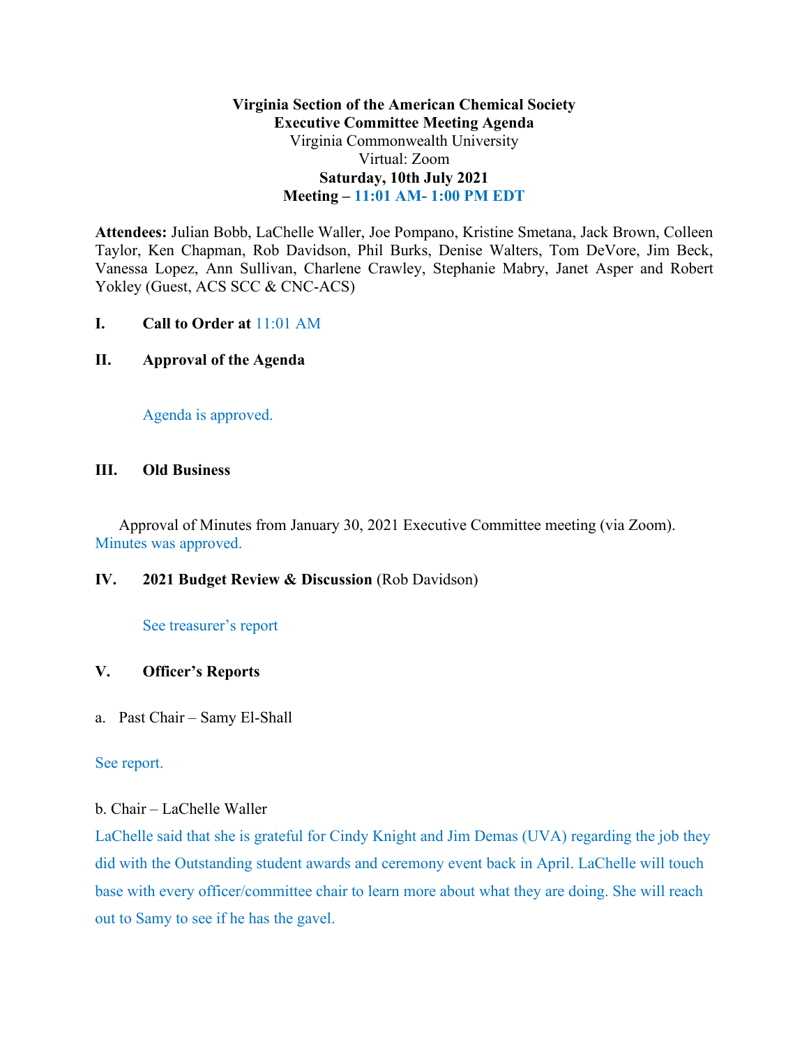**Virginia Section of the American Chemical Society**
**Executive Committee Meeting Agenda**
Virginia Commonwealth University
Virtual: Zoom
**Saturday, 10th July 2021**
**Meeting – 11:01 AM- 1:00 PM EDT**

**Attendees:** Julian Bobb, LaChelle Waller, Joe Pompano, Kristine Smetana, Jack Brown, Colleen Taylor, Ken Chapman, Rob Davidson, Phil Burks, Denise Walters, Tom DeVore, Jim Beck, Vanessa Lopez, Ann Sullivan, Charlene Crawley, Stephanie Mabry, Janet Asper and Robert Yokley (Guest, ACS SCC & CNC-ACS)

## I. Call to Order at 11:01 AM

## II. Approval of the Agenda

Agenda is approved.

## III. Old Business

Approval of Minutes from January 30, 2021 Executive Committee meeting (via Zoom). Minutes was approved.

## IV. 2021 Budget Review & Discussion (Rob Davidson)

See treasurer's report

## V. Officer's Reports

a. Past Chair – Samy El-Shall

See report.

b. Chair – LaChelle Waller

LaChelle said that she is grateful for Cindy Knight and Jim Demas (UVA) regarding the job they did with the Outstanding student awards and ceremony event back in April. LaChelle will touch base with every officer/committee chair to learn more about what they are doing. She will reach out to Samy to see if he has the gavel.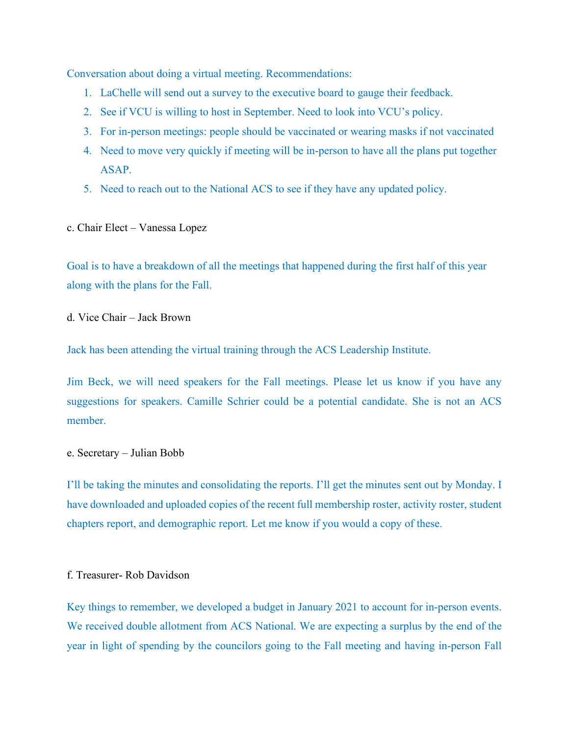Conversation about doing a virtual meeting. Recommendations:

1. LaChelle will send out a survey to the executive board to gauge their feedback.
2. See if VCU is willing to host in September. Need to look into VCU's policy.
3. For in-person meetings: people should be vaccinated or wearing masks if not vaccinated
4. Need to move very quickly if meeting will be in-person to have all the plans put together ASAP.
5. Need to reach out to the National ACS to see if they have any updated policy.

c. Chair Elect – Vanessa Lopez

Goal is to have a breakdown of all the meetings that happened during the first half of this year along with the plans for the Fall.

d. Vice Chair – Jack Brown

Jack has been attending the virtual training through the ACS Leadership Institute.

Jim Beck, we will need speakers for the Fall meetings. Please let us know if you have any suggestions for speakers. Camille Schrier could be a potential candidate. She is not an ACS member.

e. Secretary – Julian Bobb

I'll be taking the minutes and consolidating the reports. I'll get the minutes sent out by Monday. I have downloaded and uploaded copies of the recent full membership roster, activity roster, student chapters report, and demographic report. Let me know if you would a copy of these.

f. Treasurer- Rob Davidson

Key things to remember, we developed a budget in January 2021 to account for in-person events. We received double allotment from ACS National. We are expecting a surplus by the end of the year in light of spending by the councilors going to the Fall meeting and having in-person Fall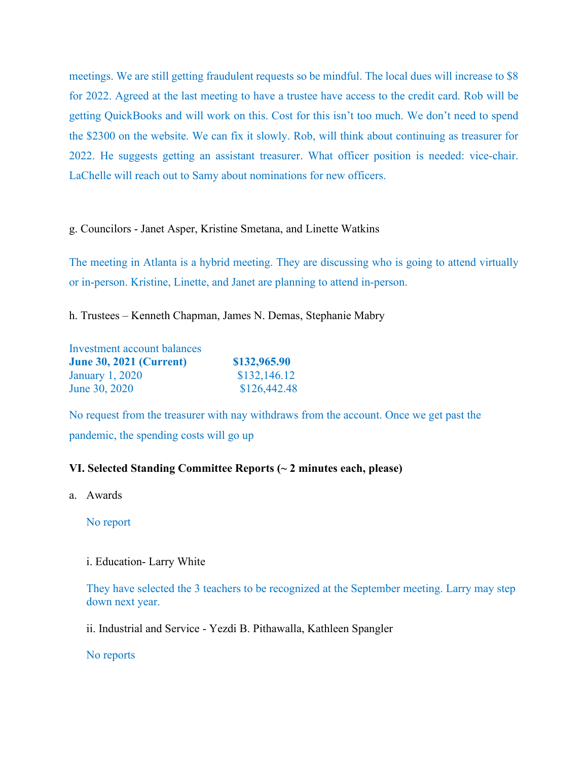meetings. We are still getting fraudulent requests so be mindful. The local dues will increase to $8 for 2022. Agreed at the last meeting to have a trustee have access to the credit card. Rob will be getting QuickBooks and will work on this. Cost for this isn't too much. We don't need to spend the $2300 on the website. We can fix it slowly. Rob, will think about continuing as treasurer for 2022. He suggests getting an assistant treasurer. What officer position is needed: vice-chair. LaChelle will reach out to Samy about nominations for new officers.

g. Councilors - Janet Asper, Kristine Smetana, and Linette Watkins

The meeting in Atlanta is a hybrid meeting. They are discussing who is going to attend virtually or in-person. Kristine, Linette, and Janet are planning to attend in-person.

h. Trustees – Kenneth Chapman, James N. Demas, Stephanie Mabry

| Investment account balances | |
|---|---|
| **June 30, 2021 (Current)** | **$132,965.90** |
| January 1, 2020 | $132,146.12 |
| June 30, 2020 | $126,442.48 |

No request from the treasurer with nay withdraws from the account. Once we get past the pandemic, the spending costs will go up

**VI. Selected Standing Committee Reports (~ 2 minutes each, please)**

a. Awards

No report

i. Education- Larry White

They have selected the 3 teachers to be recognized at the September meeting. Larry may step down next year.

ii. Industrial and Service - Yezdi B. Pithawalla, Kathleen Spangler

No reports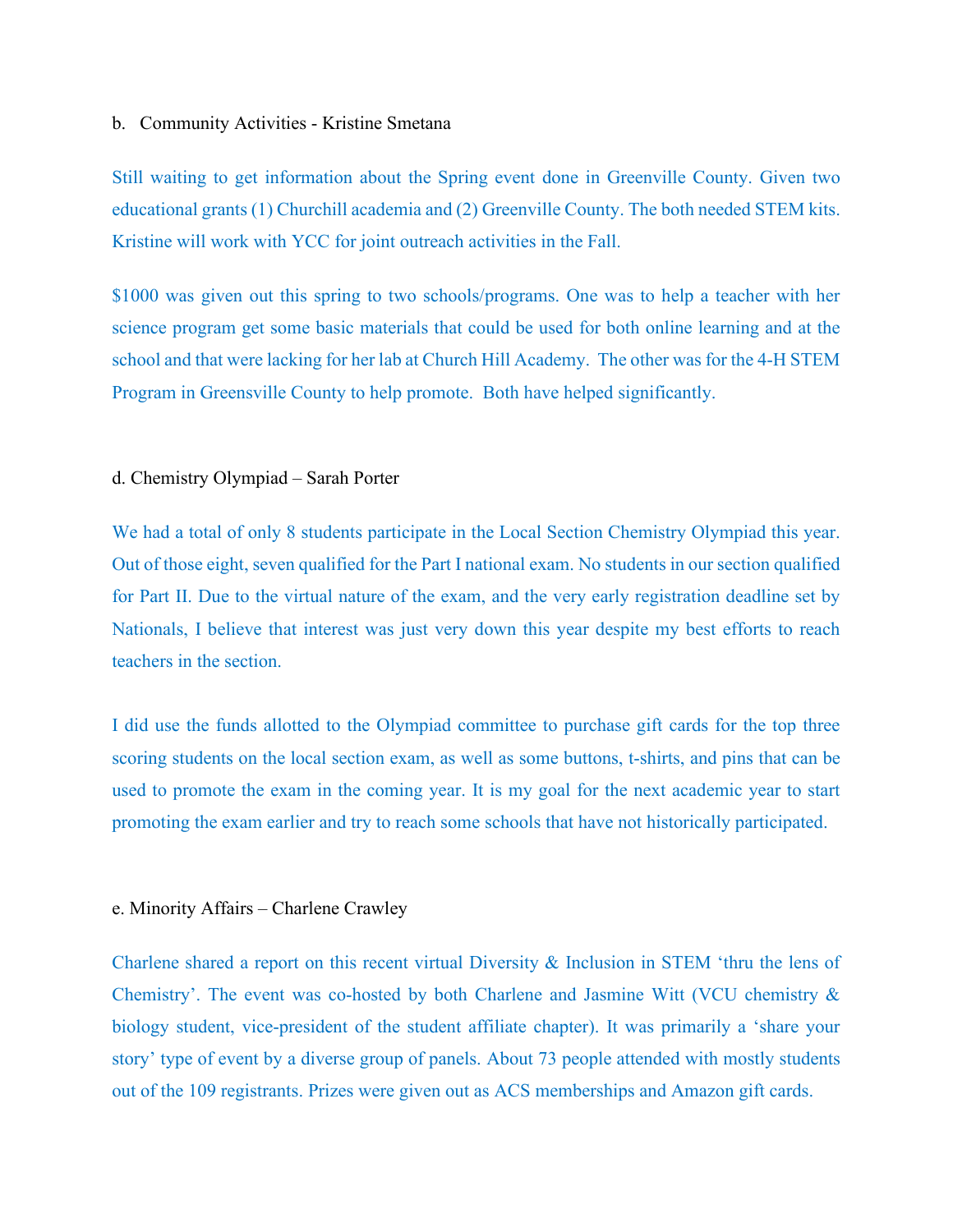b. Community Activities - Kristine Smetana

Still waiting to get information about the Spring event done in Greenville County. Given two educational grants (1) Churchill academia and (2) Greenville County. The both needed STEM kits. Kristine will work with YCC for joint outreach activities in the Fall.

$1000 was given out this spring to two schools/programs. One was to help a teacher with her science program get some basic materials that could be used for both online learning and at the school and that were lacking for her lab at Church Hill Academy. The other was for the 4-H STEM Program in Greensville County to help promote. Both have helped significantly.

d. Chemistry Olympiad – Sarah Porter

We had a total of only 8 students participate in the Local Section Chemistry Olympiad this year. Out of those eight, seven qualified for the Part I national exam. No students in our section qualified for Part II. Due to the virtual nature of the exam, and the very early registration deadline set by Nationals, I believe that interest was just very down this year despite my best efforts to reach teachers in the section.

I did use the funds allotted to the Olympiad committee to purchase gift cards for the top three scoring students on the local section exam, as well as some buttons, t-shirts, and pins that can be used to promote the exam in the coming year. It is my goal for the next academic year to start promoting the exam earlier and try to reach some schools that have not historically participated.

e. Minority Affairs – Charlene Crawley

Charlene shared a report on this recent virtual Diversity & Inclusion in STEM 'thru the lens of Chemistry'. The event was co-hosted by both Charlene and Jasmine Witt (VCU chemistry & biology student, vice-president of the student affiliate chapter). It was primarily a 'share your story' type of event by a diverse group of panels. About 73 people attended with mostly students out of the 109 registrants. Prizes were given out as ACS memberships and Amazon gift cards.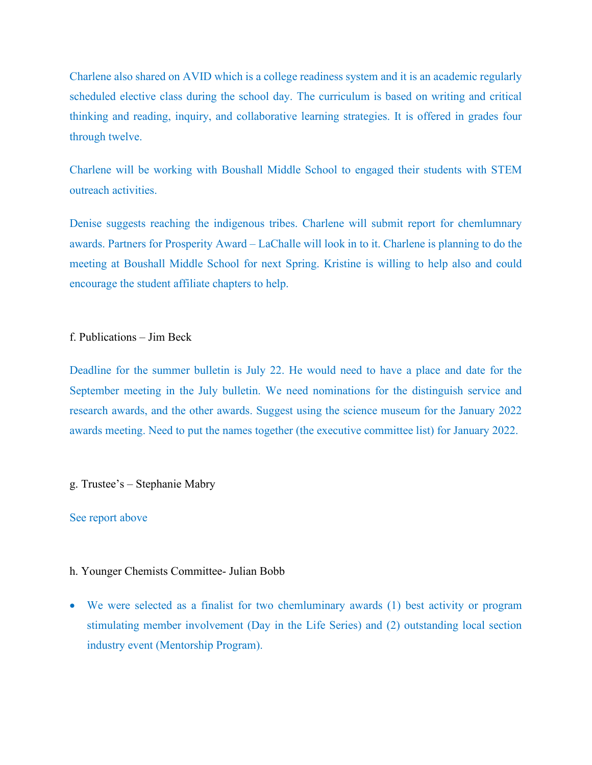Charlene also shared on AVID which is a college readiness system and it is an academic regularly scheduled elective class during the school day. The curriculum is based on writing and critical thinking and reading, inquiry, and collaborative learning strategies. It is offered in grades four through twelve.

Charlene will be working with Boushall Middle School to engaged their students with STEM outreach activities.

Denise suggests reaching the indigenous tribes. Charlene will submit report for chemlumnary awards. Partners for Prosperity Award – LaChalle will look in to it. Charlene is planning to do the meeting at Boushall Middle School for next Spring. Kristine is willing to help also and could encourage the student affiliate chapters to help.

f. Publications – Jim Beck

Deadline for the summer bulletin is July 22. He would need to have a place and date for the September meeting in the July bulletin. We need nominations for the distinguish service and research awards, and the other awards. Suggest using the science museum for the January 2022 awards meeting. Need to put the names together (the executive committee list) for January 2022.

g. Trustee's – Stephanie Mabry

See report above

h. Younger Chemists Committee- Julian Bobb

- We were selected as a finalist for two chemluminary awards (1) best activity or program stimulating member involvement (Day in the Life Series) and (2) outstanding local section industry event (Mentorship Program).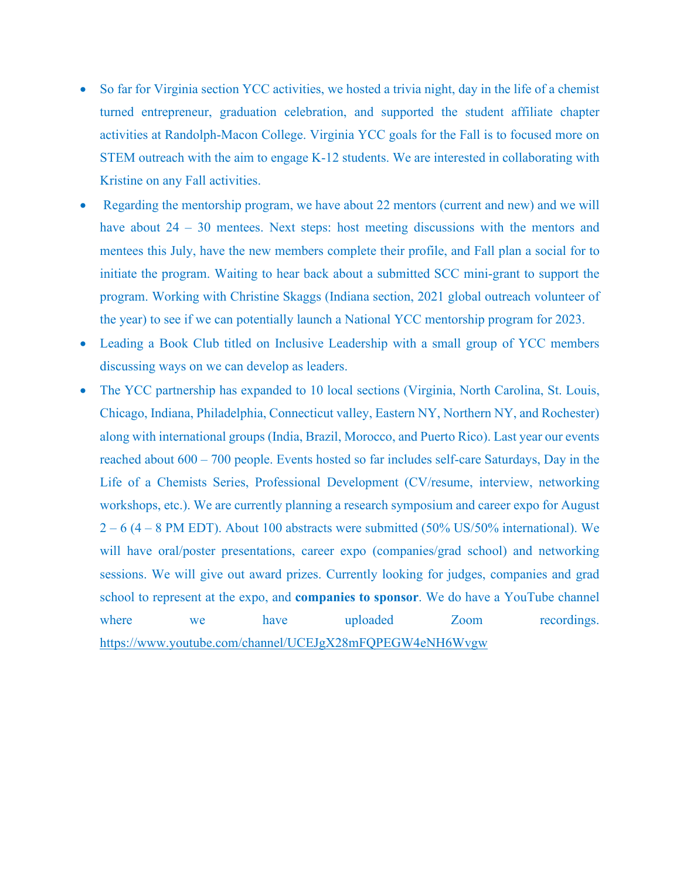- So far for Virginia section YCC activities, we hosted a trivia night, day in the life of a chemist turned entrepreneur, graduation celebration, and supported the student affiliate chapter activities at Randolph-Macon College. Virginia YCC goals for the Fall is to focused more on STEM outreach with the aim to engage K-12 students. We are interested in collaborating with Kristine on any Fall activities.
- Regarding the mentorship program, we have about 22 mentors (current and new) and we will have about 24 – 30 mentees. Next steps: host meeting discussions with the mentors and mentees this July, have the new members complete their profile, and Fall plan a social for to initiate the program. Waiting to hear back about a submitted SCC mini-grant to support the program. Working with Christine Skaggs (Indiana section, 2021 global outreach volunteer of the year) to see if we can potentially launch a National YCC mentorship program for 2023.
- Leading a Book Club titled on Inclusive Leadership with a small group of YCC members discussing ways on we can develop as leaders.
- The YCC partnership has expanded to 10 local sections (Virginia, North Carolina, St. Louis, Chicago, Indiana, Philadelphia, Connecticut valley, Eastern NY, Northern NY, and Rochester) along with international groups (India, Brazil, Morocco, and Puerto Rico). Last year our events reached about 600 – 700 people. Events hosted so far includes self-care Saturdays, Day in the Life of a Chemists Series, Professional Development (CV/resume, interview, networking workshops, etc.). We are currently planning a research symposium and career expo for August 2 – 6 (4 – 8 PM EDT). About 100 abstracts were submitted (50% US/50% international). We will have oral/poster presentations, career expo (companies/grad school) and networking sessions. We will give out award prizes. Currently looking for judges, companies and grad school to represent at the expo, and **companies to sponsor**. We do have a YouTube channel where we have uploaded Zoom recordings. https://www.youtube.com/channel/UCEJgX28mFQPEGW4eNH6Wvgw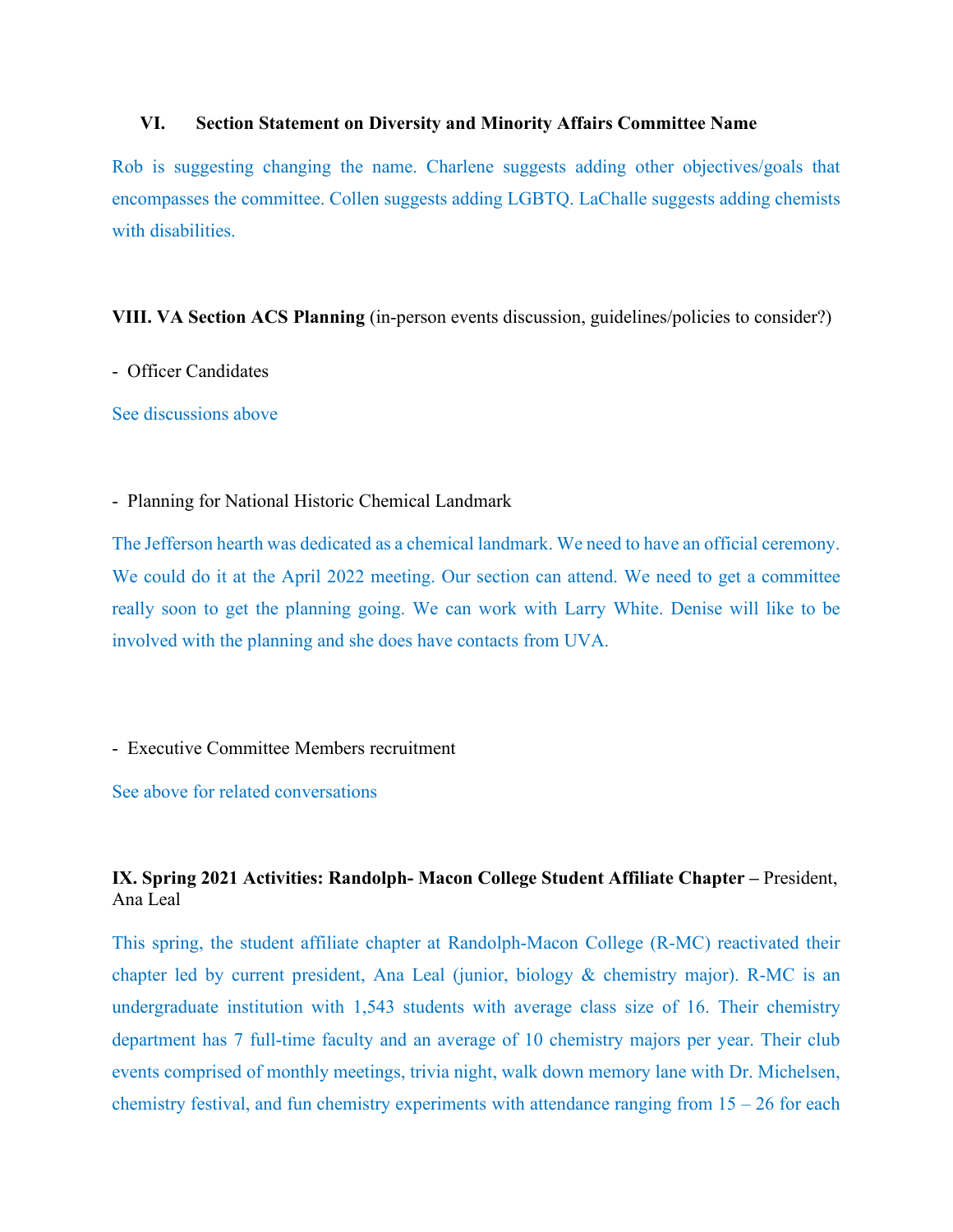### VI. Section Statement on Diversity and Minority Affairs Committee Name

Rob is suggesting changing the name. Charlene suggests adding other objectives/goals that encompasses the committee. Collen suggests adding LGBTQ. LaChalle suggests adding chemists with disabilities.

**VIII. VA Section ACS Planning** (in-person events discussion, guidelines/policies to consider?)

- Officer Candidates

See discussions above

- Planning for National Historic Chemical Landmark

The Jefferson hearth was dedicated as a chemical landmark. We need to have an official ceremony. We could do it at the April 2022 meeting. Our section can attend. We need to get a committee really soon to get the planning going. We can work with Larry White. Denise will like to be involved with the planning and she does have contacts from UVA.

- Executive Committee Members recruitment

See above for related conversations

**IX. Spring 2021 Activities: Randolph- Macon College Student Affiliate Chapter –** President, Ana Leal

This spring, the student affiliate chapter at Randolph-Macon College (R-MC) reactivated their chapter led by current president, Ana Leal (junior, biology & chemistry major). R-MC is an undergraduate institution with 1,543 students with average class size of 16. Their chemistry department has 7 full-time faculty and an average of 10 chemistry majors per year. Their club events comprised of monthly meetings, trivia night, walk down memory lane with Dr. Michelsen, chemistry festival, and fun chemistry experiments with attendance ranging from 15 – 26 for each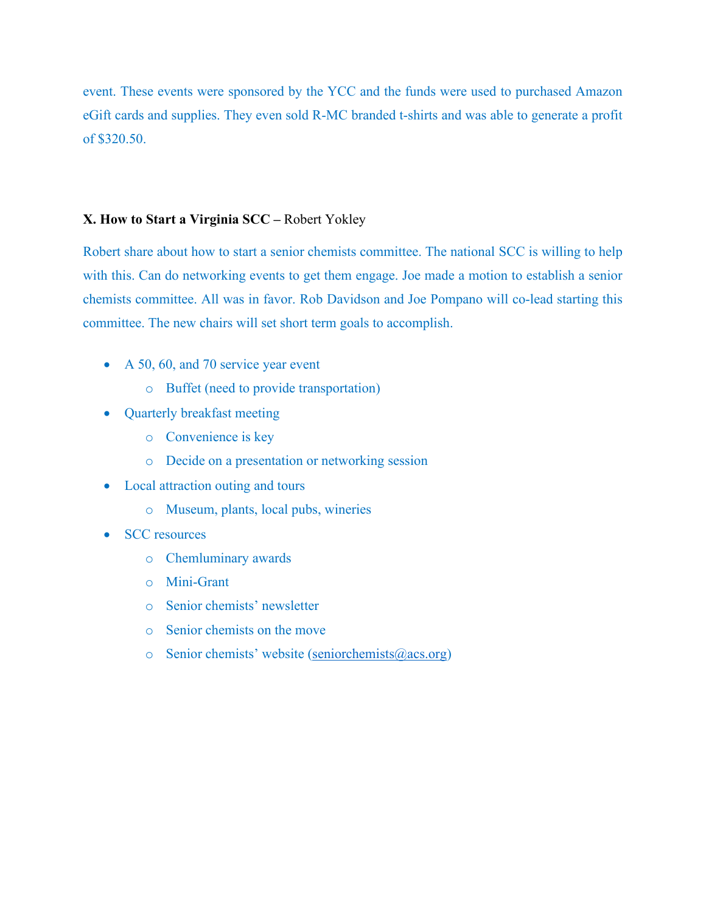event. These events were sponsored by the YCC and the funds were used to purchased Amazon eGift cards and supplies. They even sold R-MC branded t-shirts and was able to generate a profit of $320.50.

**X. How to Start a Virginia SCC** – Robert Yokley

Robert share about how to start a senior chemists committee. The national SCC is willing to help with this. Can do networking events to get them engage. Joe made a motion to establish a senior chemists committee. All was in favor. Rob Davidson and Joe Pompano will co-lead starting this committee. The new chairs will set short term goals to accomplish.

- A 50, 60, and 70 service year event
  - Buffet (need to provide transportation)
- Quarterly breakfast meeting
  - Convenience is key
  - Decide on a presentation or networking session
- Local attraction outing and tours
  - Museum, plants, local pubs, wineries
- SCC resources
  - Chemluminary awards
  - Mini-Grant
  - Senior chemists' newsletter
  - Senior chemists on the move
  - Senior chemists' website (seniorchemists@acs.org)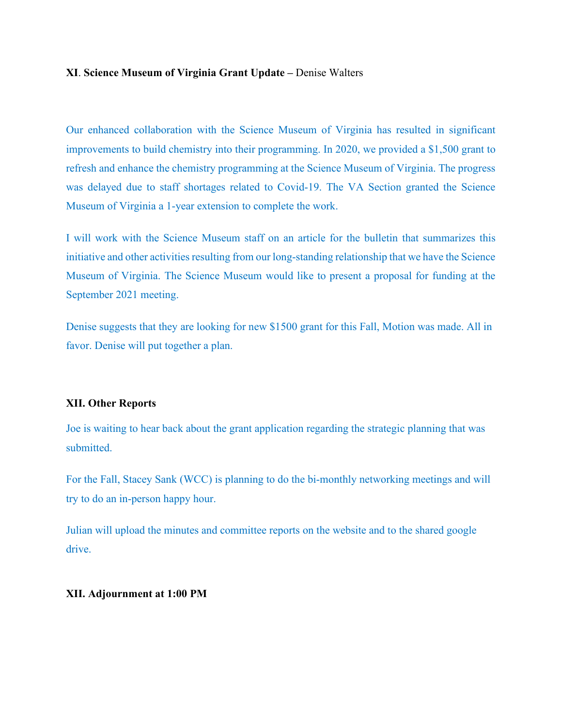**XI**. **Science Museum of Virginia Grant Update –** Denise Walters

Our enhanced collaboration with the Science Museum of Virginia has resulted in significant improvements to build chemistry into their programming. In 2020, we provided a $1,500 grant to refresh and enhance the chemistry programming at the Science Museum of Virginia. The progress was delayed due to staff shortages related to Covid-19. The VA Section granted the Science Museum of Virginia a 1-year extension to complete the work.

I will work with the Science Museum staff on an article for the bulletin that summarizes this initiative and other activities resulting from our long-standing relationship that we have the Science Museum of Virginia. The Science Museum would like to present a proposal for funding at the September 2021 meeting.

Denise suggests that they are looking for new $1500 grant for this Fall, Motion was made. All in favor. Denise will put together a plan.

**XII. Other Reports**

Joe is waiting to hear back about the grant application regarding the strategic planning that was submitted.

For the Fall, Stacey Sank (WCC) is planning to do the bi-monthly networking meetings and will try to do an in-person happy hour.

Julian will upload the minutes and committee reports on the website and to the shared google drive.

**XII. Adjournment at 1:00 PM**